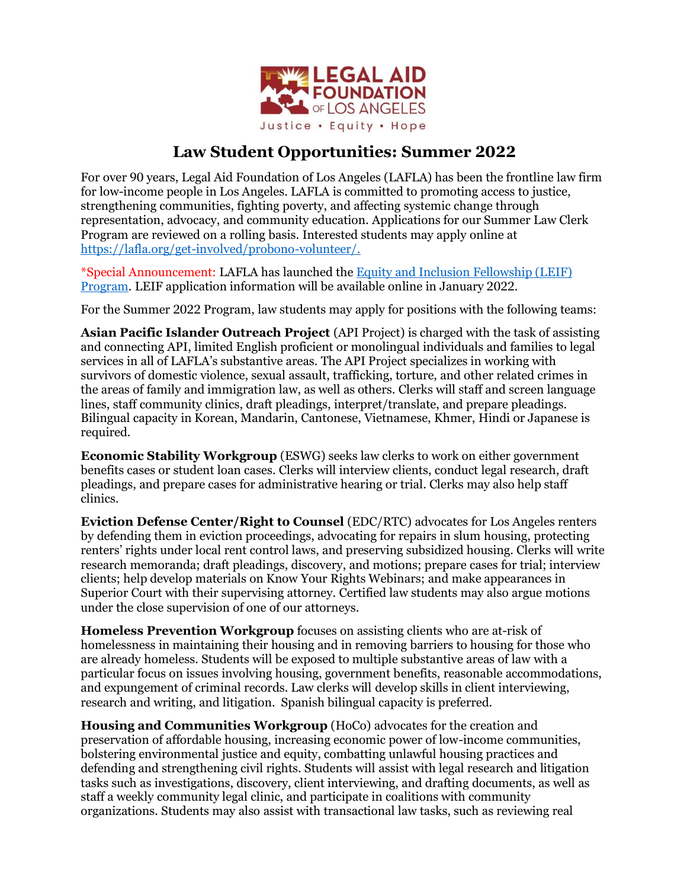LEGAL AID FOUNDATION OF LOS ANGELES

Justice • Equity • Hope

# Law Student Opportunities: Summer 2022

For over 90 years, Legal Aid Foundation of Los Angeles (LAFLA) has been the frontline law firm for low-income people in Los Angeles. LAFLA is committed to promoting access to justice, strengthening communities, fighting poverty, and affecting systemic change through representation, advocacy, and community education. Applications for our Summer Law Clerk Program are reviewed on a rolling basis. Interested students may apply online at https://lafla.org/get-involved/probono-volunteer/.

*Special Announcement: LAFLA has launched the Equity and Inclusion Fellowship (LEIF) Program. LEIF application information will be available online in January 2022.

For the Summer 2022 Program, law students may apply for positions with the following teams:

**Asian Pacific Islander Outreach Project** (API Project) is charged with the task of assisting and connecting API, limited English proficient or monolingual individuals and families to legal services in all of LAFLA's substantive areas. The API Project specializes in working with survivors of domestic violence, sexual assault, trafficking, torture, and other related crimes in the areas of family and immigration law, as well as others. Clerks will staff and screen language lines, staff community clinics, draft pleadings, interpret/translate, and prepare pleadings. Bilingual capacity in Korean, Mandarin, Cantonese, Vietnamese, Khmer, Hindi or Japanese is required.

**Economic Stability Workgroup** (ESWG) seeks law clerks to work on either government benefits cases or student loan cases. Clerks will interview clients, conduct legal research, draft pleadings, and prepare cases for administrative hearing or trial. Clerks may also help staff clinics.

**Eviction Defense Center/Right to Counsel** (EDC/RTC) advocates for Los Angeles renters by defending them in eviction proceedings, advocating for repairs in slum housing, protecting renters' rights under local rent control laws, and preserving subsidized housing. Clerks will write research memoranda; draft pleadings, discovery, and motions; prepare cases for trial; interview clients; help develop materials on Know Your Rights Webinars; and make appearances in Superior Court with their supervising attorney. Certified law students may also argue motions under the close supervision of one of our attorneys.

**Homeless Prevention Workgroup** focuses on assisting clients who are at-risk of homelessness in maintaining their housing and in removing barriers to housing for those who are already homeless. Students will be exposed to multiple substantive areas of law with a particular focus on issues involving housing, government benefits, reasonable accommodations, and expungement of criminal records. Law clerks will develop skills in client interviewing, research and writing, and litigation. Spanish bilingual capacity is preferred.

**Housing and Communities Workgroup** (HoCo) advocates for the creation and preservation of affordable housing, increasing economic power of low-income communities, bolstering environmental justice and equity, combatting unlawful housing practices and defending and strengthening civil rights. Students will assist with legal research and litigation tasks such as investigations, discovery, client interviewing, and drafting documents, as well as staff a weekly community legal clinic, and participate in coalitions with community organizations. Students may also assist with transactional law tasks, such as reviewing real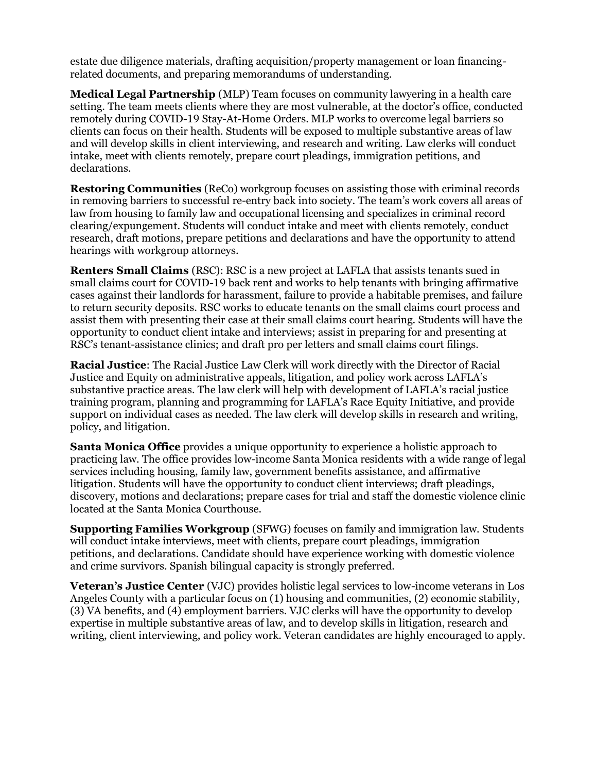estate due diligence materials, drafting acquisition/property management or loan financing-related documents, and preparing memorandums of understanding.

**Medical Legal Partnership** (MLP) Team focuses on community lawyering in a health care setting. The team meets clients where they are most vulnerable, at the doctor's office, conducted remotely during COVID-19 Stay-At-Home Orders. MLP works to overcome legal barriers so clients can focus on their health. Students will be exposed to multiple substantive areas of law and will develop skills in client interviewing, and research and writing. Law clerks will conduct intake, meet with clients remotely, prepare court pleadings, immigration petitions, and declarations.

**Restoring Communities** (ReCo) workgroup focuses on assisting those with criminal records in removing barriers to successful re-entry back into society. The team's work covers all areas of law from housing to family law and occupational licensing and specializes in criminal record clearing/expungement. Students will conduct intake and meet with clients remotely, conduct research, draft motions, prepare petitions and declarations and have the opportunity to attend hearings with workgroup attorneys.

**Renters Small Claims** (RSC): RSC is a new project at LAFLA that assists tenants sued in small claims court for COVID-19 back rent and works to help tenants with bringing affirmative cases against their landlords for harassment, failure to provide a habitable premises, and failure to return security deposits. RSC works to educate tenants on the small claims court process and assist them with presenting their case at their small claims court hearing. Students will have the opportunity to conduct client intake and interviews; assist in preparing for and presenting at RSC's tenant-assistance clinics; and draft pro per letters and small claims court filings.

**Racial Justice**: The Racial Justice Law Clerk will work directly with the Director of Racial Justice and Equity on administrative appeals, litigation, and policy work across LAFLA's substantive practice areas. The law clerk will help with development of LAFLA's racial justice training program, planning and programming for LAFLA's Race Equity Initiative, and provide support on individual cases as needed. The law clerk will develop skills in research and writing, policy, and litigation.

**Santa Monica Office** provides a unique opportunity to experience a holistic approach to practicing law. The office provides low-income Santa Monica residents with a wide range of legal services including housing, family law, government benefits assistance, and affirmative litigation. Students will have the opportunity to conduct client interviews; draft pleadings, discovery, motions and declarations; prepare cases for trial and staff the domestic violence clinic located at the Santa Monica Courthouse.

**Supporting Families Workgroup** (SFWG) focuses on family and immigration law. Students will conduct intake interviews, meet with clients, prepare court pleadings, immigration petitions, and declarations. Candidate should have experience working with domestic violence and crime survivors. Spanish bilingual capacity is strongly preferred.

**Veteran's Justice Center** (VJC) provides holistic legal services to low-income veterans in Los Angeles County with a particular focus on (1) housing and communities, (2) economic stability, (3) VA benefits, and (4) employment barriers. VJC clerks will have the opportunity to develop expertise in multiple substantive areas of law, and to develop skills in litigation, research and writing, client interviewing, and policy work. Veteran candidates are highly encouraged to apply.